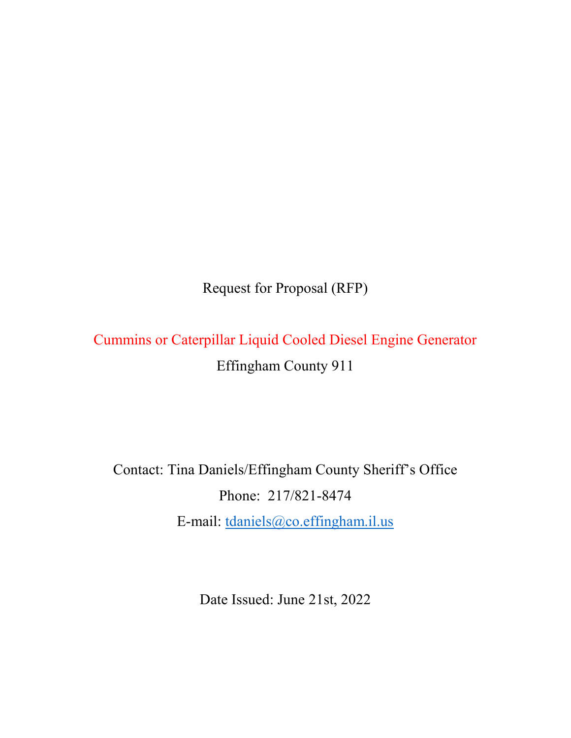# Request for Proposal (RFP)

## Cummins or Caterpillar Liquid Cooled Diesel Engine Generator

Effingham County 911

Contact: Tina Daniels/Effingham County Sheriff's Office

Phone: 217/821-8474

E-mail: tdaniels@co.effingham.il.us

Date Issued: June 21st, 2022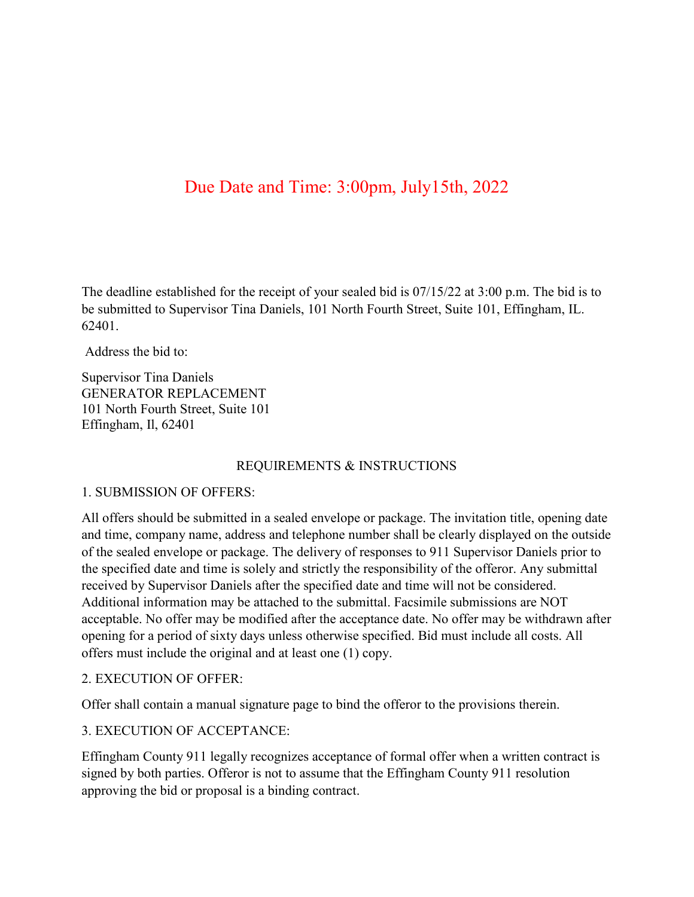## Due Date and Time: 3:00pm, July15th, 2022

The deadline established for the receipt of your sealed bid is 07/15/22 at 3:00 p.m. The bid is to be submitted to Supervisor Tina Daniels, 101 North Fourth Street, Suite 101, Effingham, IL. 62401.

Address the bid to:

Supervisor Tina Daniels
GENERATOR REPLACEMENT
101 North Fourth Street, Suite 101
Effingham, Il, 62401

### REQUIREMENTS & INSTRUCTIONS

1. SUBMISSION OF OFFERS:

All offers should be submitted in a sealed envelope or package. The invitation title, opening date and time, company name, address and telephone number shall be clearly displayed on the outside of the sealed envelope or package. The delivery of responses to 911 Supervisor Daniels prior to the specified date and time is solely and strictly the responsibility of the offeror. Any submittal received by Supervisor Daniels after the specified date and time will not be considered. Additional information may be attached to the submittal. Facsimile submissions are NOT acceptable. No offer may be modified after the acceptance date. No offer may be withdrawn after opening for a period of sixty days unless otherwise specified. Bid must include all costs. All offers must include the original and at least one (1) copy.

2. EXECUTION OF OFFER:

Offer shall contain a manual signature page to bind the offeror to the provisions therein.

3. EXECUTION OF ACCEPTANCE:

Effingham County 911 legally recognizes acceptance of formal offer when a written contract is signed by both parties. Offeror is not to assume that the Effingham County 911 resolution approving the bid or proposal is a binding contract.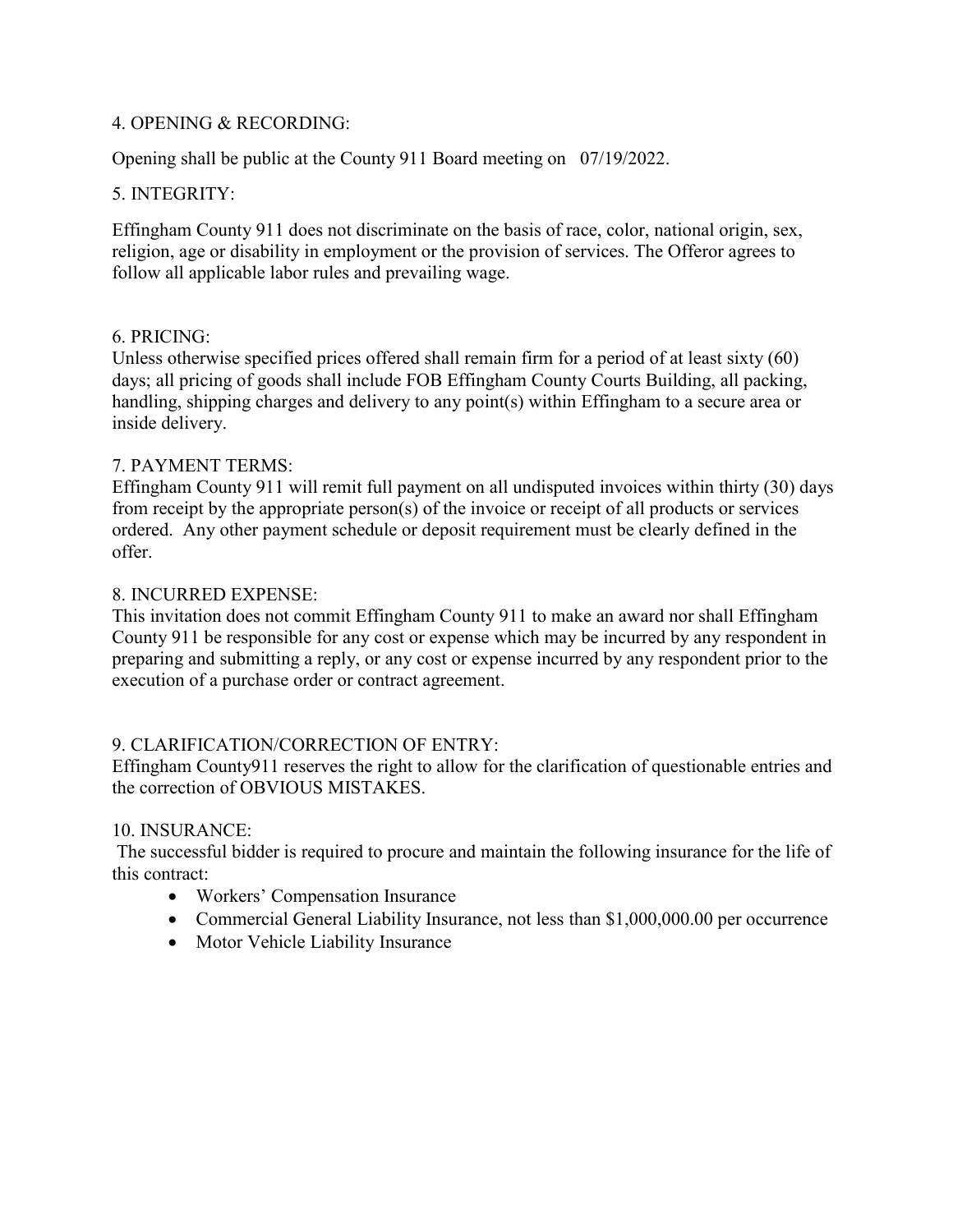4. OPENING & RECORDING:

Opening shall be public at the County 911 Board meeting on 07/19/2022.

5. INTEGRITY:

Effingham County 911 does not discriminate on the basis of race, color, national origin, sex, religion, age or disability in employment or the provision of services. The Offeror agrees to follow all applicable labor rules and prevailing wage.

6. PRICING:

Unless otherwise specified prices offered shall remain firm for a period of at least sixty (60) days; all pricing of goods shall include FOB Effingham County Courts Building, all packing, handling, shipping charges and delivery to any point(s) within Effingham to a secure area or inside delivery.

7. PAYMENT TERMS:

Effingham County 911 will remit full payment on all undisputed invoices within thirty (30) days from receipt by the appropriate person(s) of the invoice or receipt of all products or services ordered. Any other payment schedule or deposit requirement must be clearly defined in the offer.

8. INCURRED EXPENSE:

This invitation does not commit Effingham County 911 to make an award nor shall Effingham County 911 be responsible for any cost or expense which may be incurred by any respondent in preparing and submitting a reply, or any cost or expense incurred by any respondent prior to the execution of a purchase order or contract agreement.

9. CLARIFICATION/CORRECTION OF ENTRY:

Effingham County911 reserves the right to allow for the clarification of questionable entries and the correction of OBVIOUS MISTAKES.

10. INSURANCE:

The successful bidder is required to procure and maintain the following insurance for the life of this contract:

- Workers' Compensation Insurance
- Commercial General Liability Insurance, not less than $1,000,000.00 per occurrence
- Motor Vehicle Liability Insurance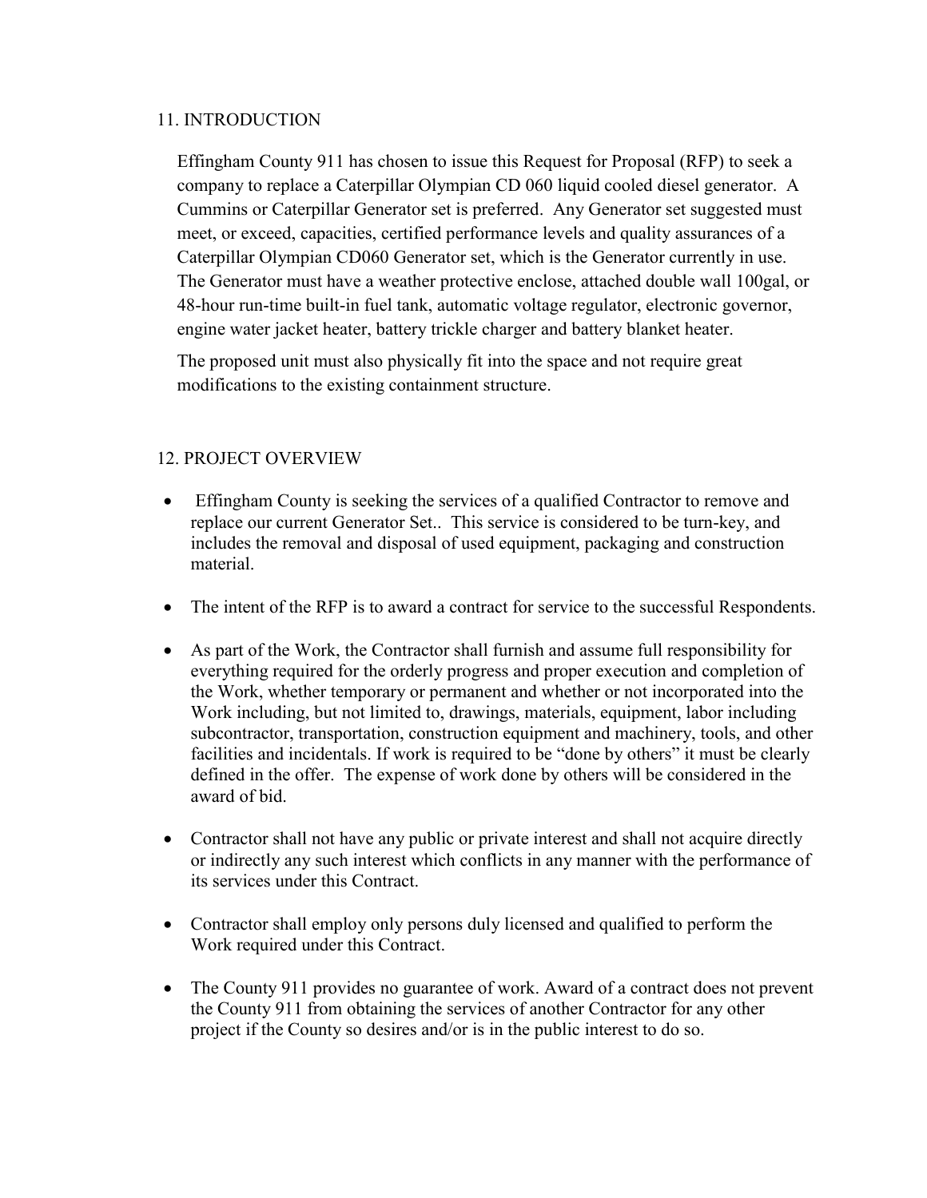## 11. INTRODUCTION

Effingham County 911 has chosen to issue this Request for Proposal (RFP) to seek a company to replace a Caterpillar Olympian CD 060 liquid cooled diesel generator. A Cummins or Caterpillar Generator set is preferred. Any Generator set suggested must meet, or exceed, capacities, certified performance levels and quality assurances of a Caterpillar Olympian CD060 Generator set, which is the Generator currently in use. The Generator must have a weather protective enclose, attached double wall 100gal, or 48-hour run-time built-in fuel tank, automatic voltage regulator, electronic governor, engine water jacket heater, battery trickle charger and battery blanket heater.

The proposed unit must also physically fit into the space and not require great modifications to the existing containment structure.

## 12. PROJECT OVERVIEW

- Effingham County is seeking the services of a qualified Contractor to remove and replace our current Generator Set.. This service is considered to be turn-key, and includes the removal and disposal of used equipment, packaging and construction material.
- The intent of the RFP is to award a contract for service to the successful Respondents.
- As part of the Work, the Contractor shall furnish and assume full responsibility for everything required for the orderly progress and proper execution and completion of the Work, whether temporary or permanent and whether or not incorporated into the Work including, but not limited to, drawings, materials, equipment, labor including subcontractor, transportation, construction equipment and machinery, tools, and other facilities and incidentals. If work is required to be "done by others" it must be clearly defined in the offer. The expense of work done by others will be considered in the award of bid.
- Contractor shall not have any public or private interest and shall not acquire directly or indirectly any such interest which conflicts in any manner with the performance of its services under this Contract.
- Contractor shall employ only persons duly licensed and qualified to perform the Work required under this Contract.
- The County 911 provides no guarantee of work. Award of a contract does not prevent the County 911 from obtaining the services of another Contractor for any other project if the County so desires and/or is in the public interest to do so.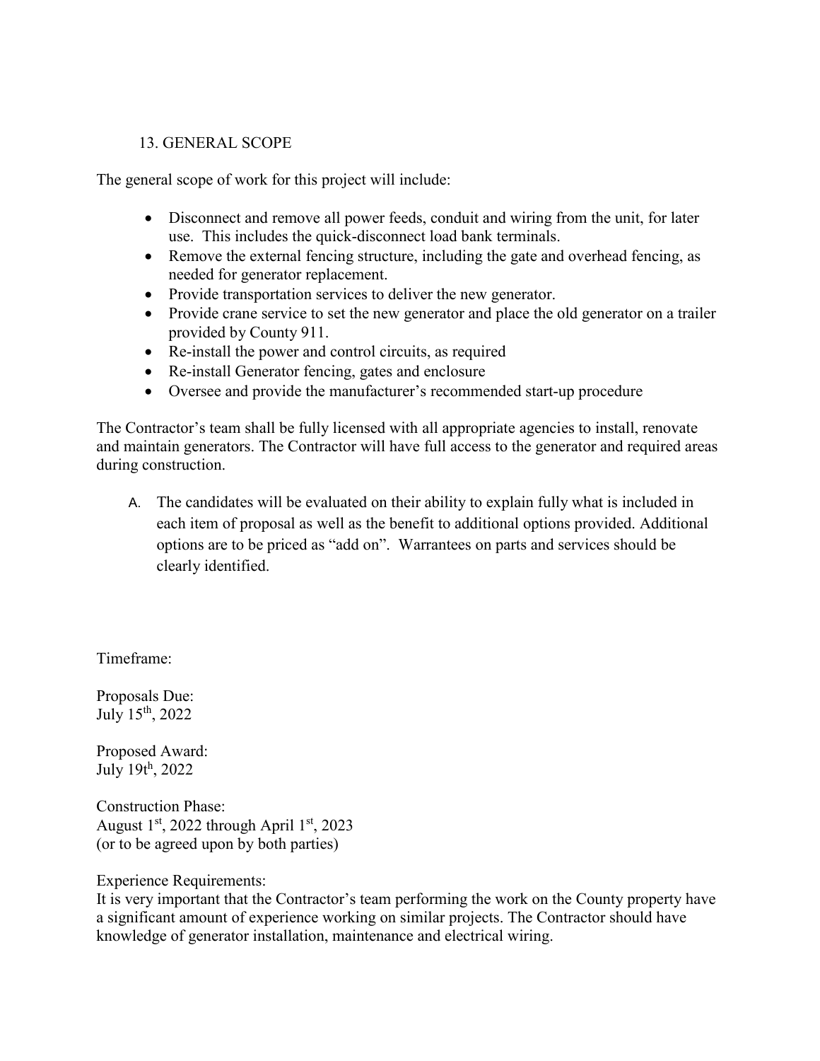## 13. GENERAL SCOPE

The general scope of work for this project will include:

- Disconnect and remove all power feeds, conduit and wiring from the unit, for later use. This includes the quick-disconnect load bank terminals.
- Remove the external fencing structure, including the gate and overhead fencing, as needed for generator replacement.
- Provide transportation services to deliver the new generator.
- Provide crane service to set the new generator and place the old generator on a trailer provided by County 911.
- Re-install the power and control circuits, as required
- Re-install Generator fencing, gates and enclosure
- Oversee and provide the manufacturer's recommended start-up procedure

The Contractor's team shall be fully licensed with all appropriate agencies to install, renovate and maintain generators. The Contractor will have full access to the generator and required areas during construction.

A. The candidates will be evaluated on their ability to explain fully what is included in each item of proposal as well as the benefit to additional options provided. Additional options are to be priced as "add on". Warrantees on parts and services should be clearly identified.

Timeframe:

Proposals Due:
July 15th, 2022

Proposed Award:
July 19th, 2022

Construction Phase:
August 1st, 2022 through April 1st, 2023
(or to be agreed upon by both parties)

Experience Requirements:
It is very important that the Contractor's team performing the work on the County property have a significant amount of experience working on similar projects. The Contractor should have knowledge of generator installation, maintenance and electrical wiring.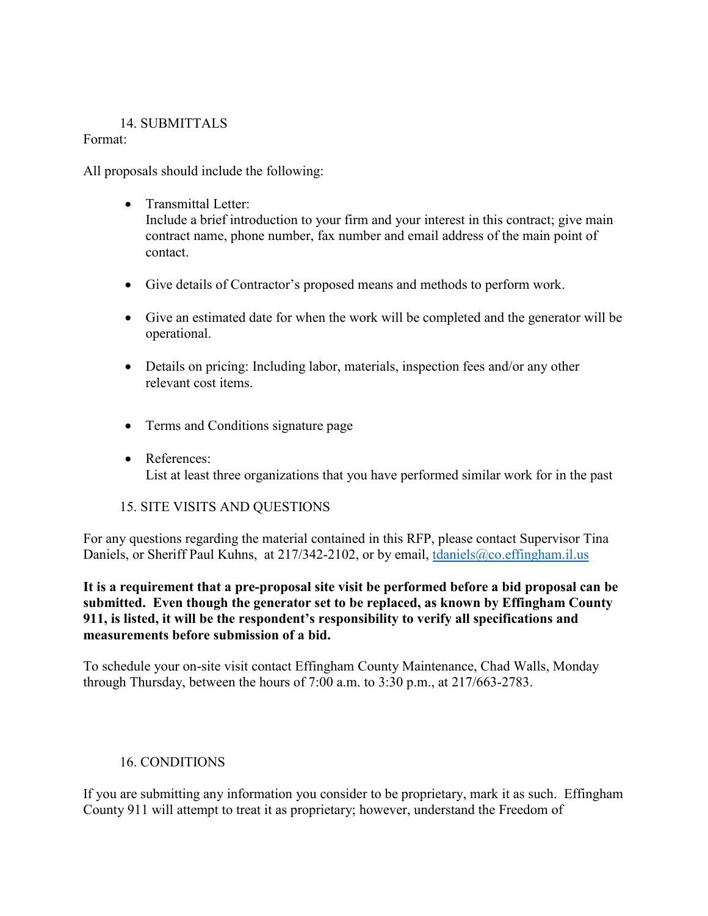## 14. SUBMITTALS

Format:

All proposals should include the following:

- Transmittal Letter:
  Include a brief introduction to your firm and your interest in this contract; give main contract name, phone number, fax number and email address of the main point of contact.

- Give details of Contractor's proposed means and methods to perform work.

- Give an estimated date for when the work will be completed and the generator will be operational.

- Details on pricing: Including labor, materials, inspection fees and/or any other relevant cost items.

- Terms and Conditions signature page

- References:
  List at least three organizations that you have performed similar work for in the past

## 15. SITE VISITS AND QUESTIONS

For any questions regarding the material contained in this RFP, please contact Supervisor Tina Daniels, or Sheriff Paul Kuhns, at 217/342-2102, or by email, tdaniels@co.effingham.il.us

**It is a requirement that a pre-proposal site visit be performed before a bid proposal can be submitted. Even though the generator set to be replaced, as known by Effingham County 911, is listed, it will be the respondent's responsibility to verify all specifications and measurements before submission of a bid.**

To schedule your on-site visit contact Effingham County Maintenance, Chad Walls, Monday through Thursday, between the hours of 7:00 a.m. to 3:30 p.m., at 217/663-2783.

## 16. CONDITIONS

If you are submitting any information you consider to be proprietary, mark it as such. Effingham County 911 will attempt to treat it as proprietary; however, understand the Freedom of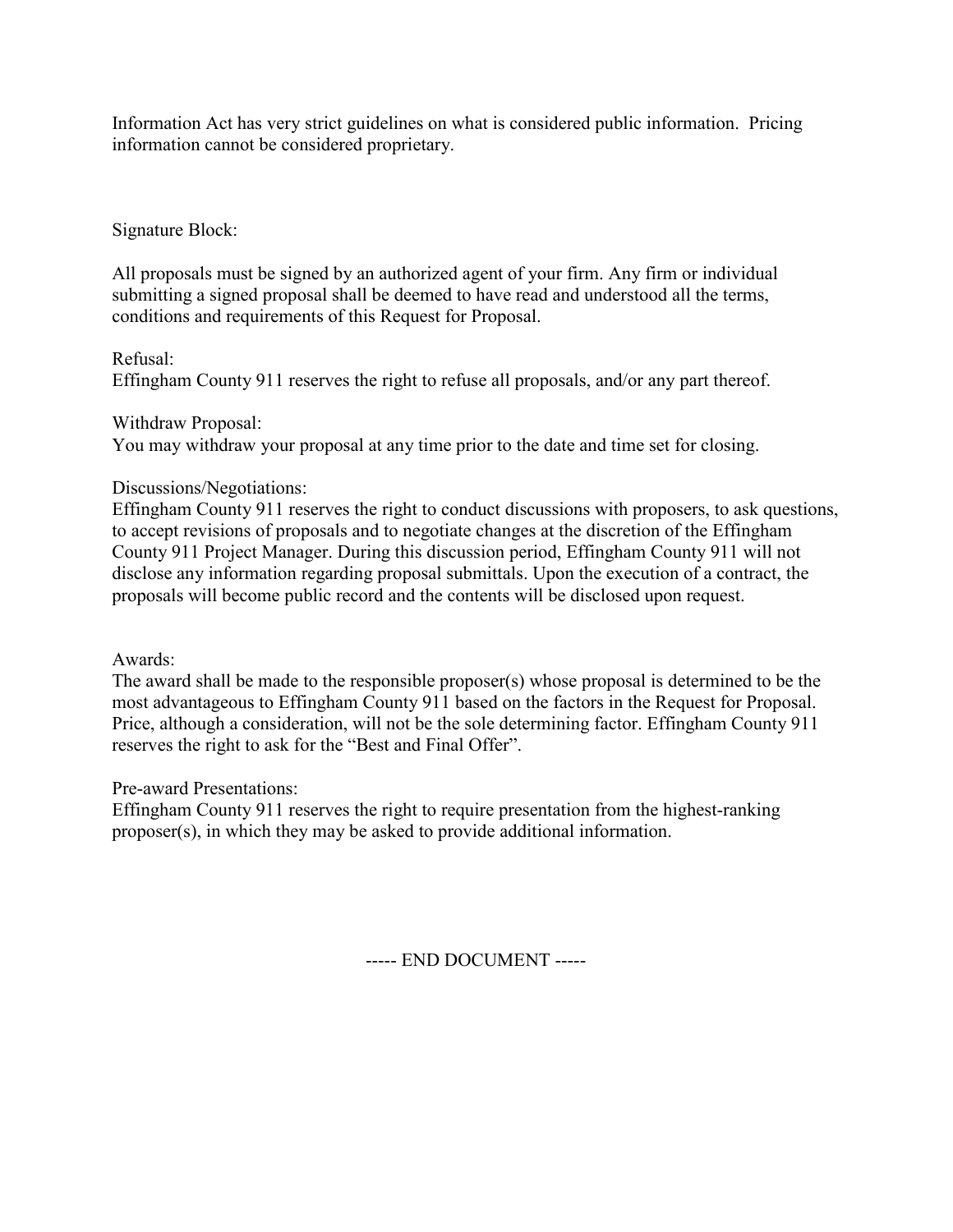Information Act has very strict guidelines on what is considered public information. Pricing information cannot be considered proprietary.

Signature Block:

All proposals must be signed by an authorized agent of your firm. Any firm or individual submitting a signed proposal shall be deemed to have read and understood all the terms, conditions and requirements of this Request for Proposal.

Refusal:
Effingham County 911 reserves the right to refuse all proposals, and/or any part thereof.

Withdraw Proposal:
You may withdraw your proposal at any time prior to the date and time set for closing.

Discussions/Negotiations:
Effingham County 911 reserves the right to conduct discussions with proposers, to ask questions, to accept revisions of proposals and to negotiate changes at the discretion of the Effingham County 911 Project Manager. During this discussion period, Effingham County 911 will not disclose any information regarding proposal submittals. Upon the execution of a contract, the proposals will become public record and the contents will be disclosed upon request.

Awards:
The award shall be made to the responsible proposer(s) whose proposal is determined to be the most advantageous to Effingham County 911 based on the factors in the Request for Proposal. Price, although a consideration, will not be the sole determining factor. Effingham County 911 reserves the right to ask for the "Best and Final Offer".

Pre-award Presentations:
Effingham County 911 reserves the right to require presentation from the highest-ranking proposer(s), in which they may be asked to provide additional information.

----- END DOCUMENT -----